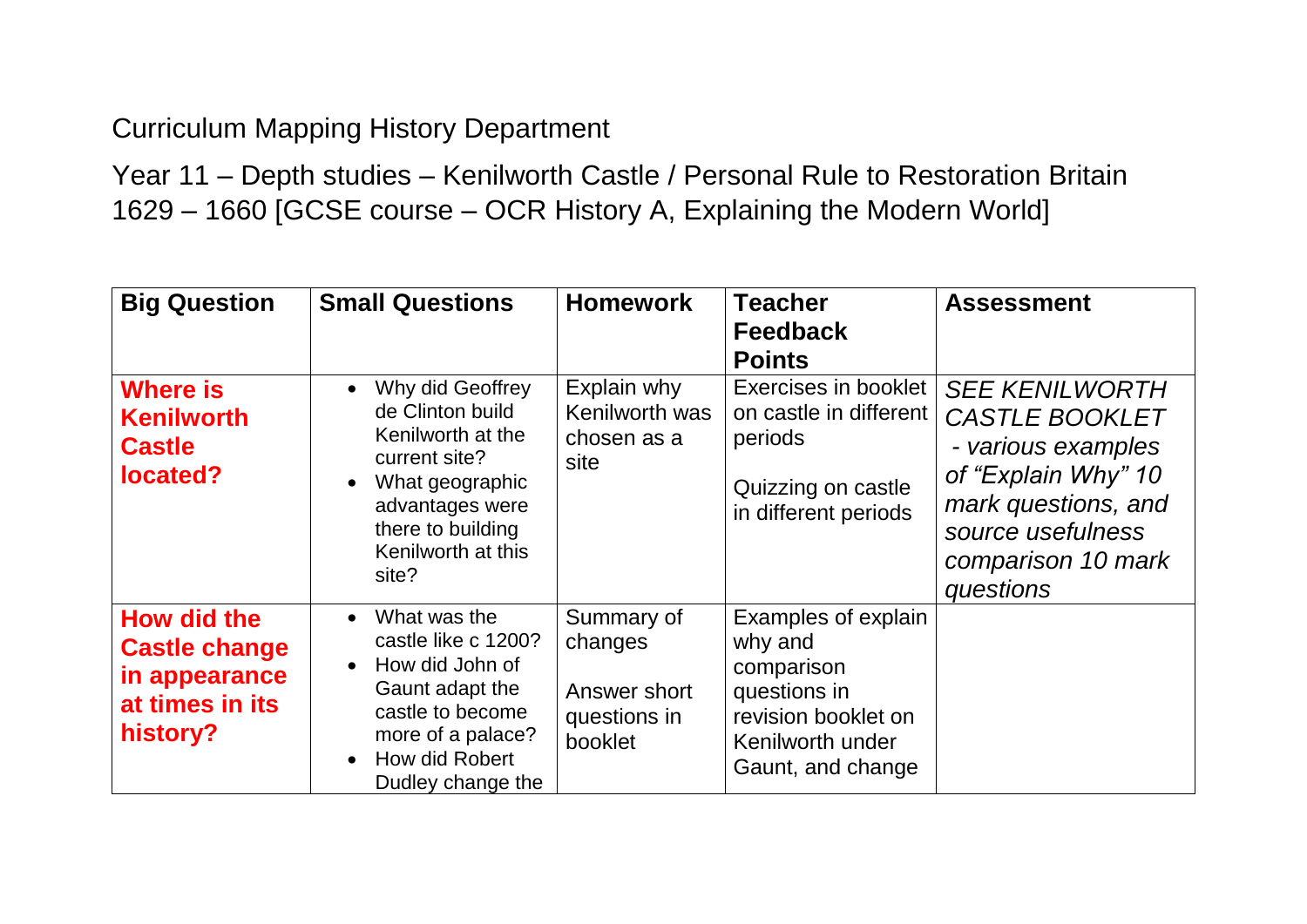Curriculum Mapping History Department

Year 11 – Depth studies – Kenilworth Castle / Personal Rule to Restoration Britain 1629 – 1660 [GCSE course – OCR History A, Explaining the Modern World]

| Big Question | Small Questions | Homework | Teacher Feedback Points | Assessment |
|---|---|---|---|---|
| **Where is Kenilworth Castle located?** | • Why did Geoffrey de Clinton build Kenilworth at the current site?<br>• What geographic advantages were there to building Kenilworth at this site? | Explain why Kenilworth was chosen as a site | Exercises in booklet on castle in different periods<br><br>Quizzing on castle in different periods | *SEE KENILWORTH CASTLE BOOKLET - various examples of "Explain Why" 10 mark questions, and source usefulness comparison 10 mark questions* |
| **How did the Castle change in appearance at times in its history?** | • What was the castle like c 1200?<br>• How did John of Gaunt adapt the castle to become more of a palace?<br>• How did Robert Dudley change the | Summary of changes<br><br>Answer short questions in booklet | Examples of explain why and comparison questions in revision booklet on Kenilworth under Gaunt, and change | |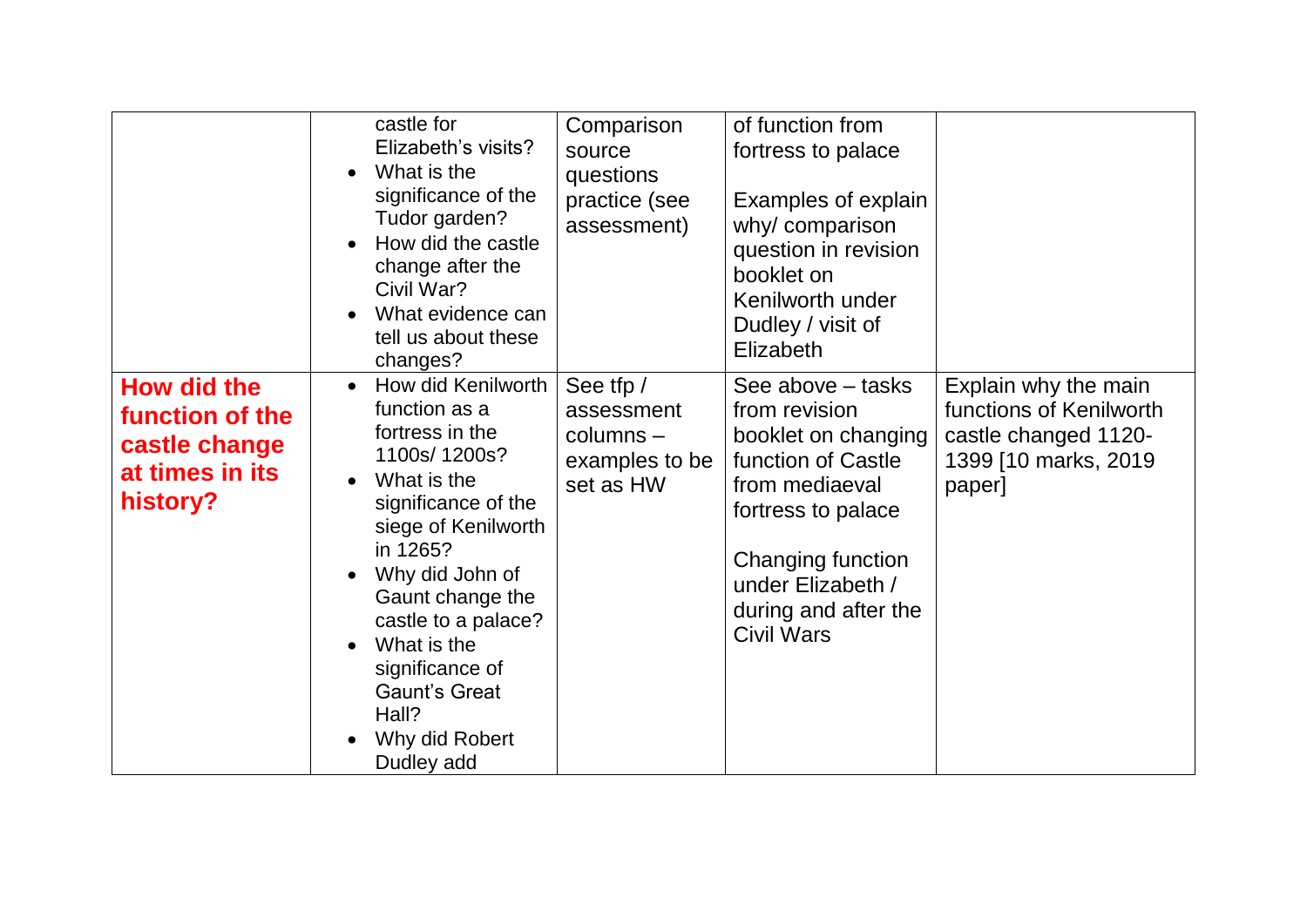| | | | | |
|---|---|---|---|---|
| | castle for Elizabeth's visits?<br>• What is the significance of the Tudor garden?<br>• How did the castle change after the Civil War?<br>• What evidence can tell us about these changes? | Comparison source questions practice (see assessment) | of function from fortress to palace<br><br>Examples of explain why/ comparison question in revision booklet on Kenilworth under Dudley / visit of Elizabeth | |
| **How did the function of the castle change at times in its history?** | • How did Kenilworth function as a fortress in the 1100s/ 1200s?<br>• What is the significance of the siege of Kenilworth in 1265?<br>• Why did John of Gaunt change the castle to a palace?<br>• What is the significance of Gaunt's Great Hall?<br>• Why did Robert Dudley add | See tfp / assessment columns – examples to be set as HW | See above – tasks from revision booklet on changing function of Castle from mediaeval fortress to palace<br><br>Changing function under Elizabeth / during and after the Civil Wars | Explain why the main functions of Kenilworth castle changed 1120-1399 [10 marks, 2019 paper] |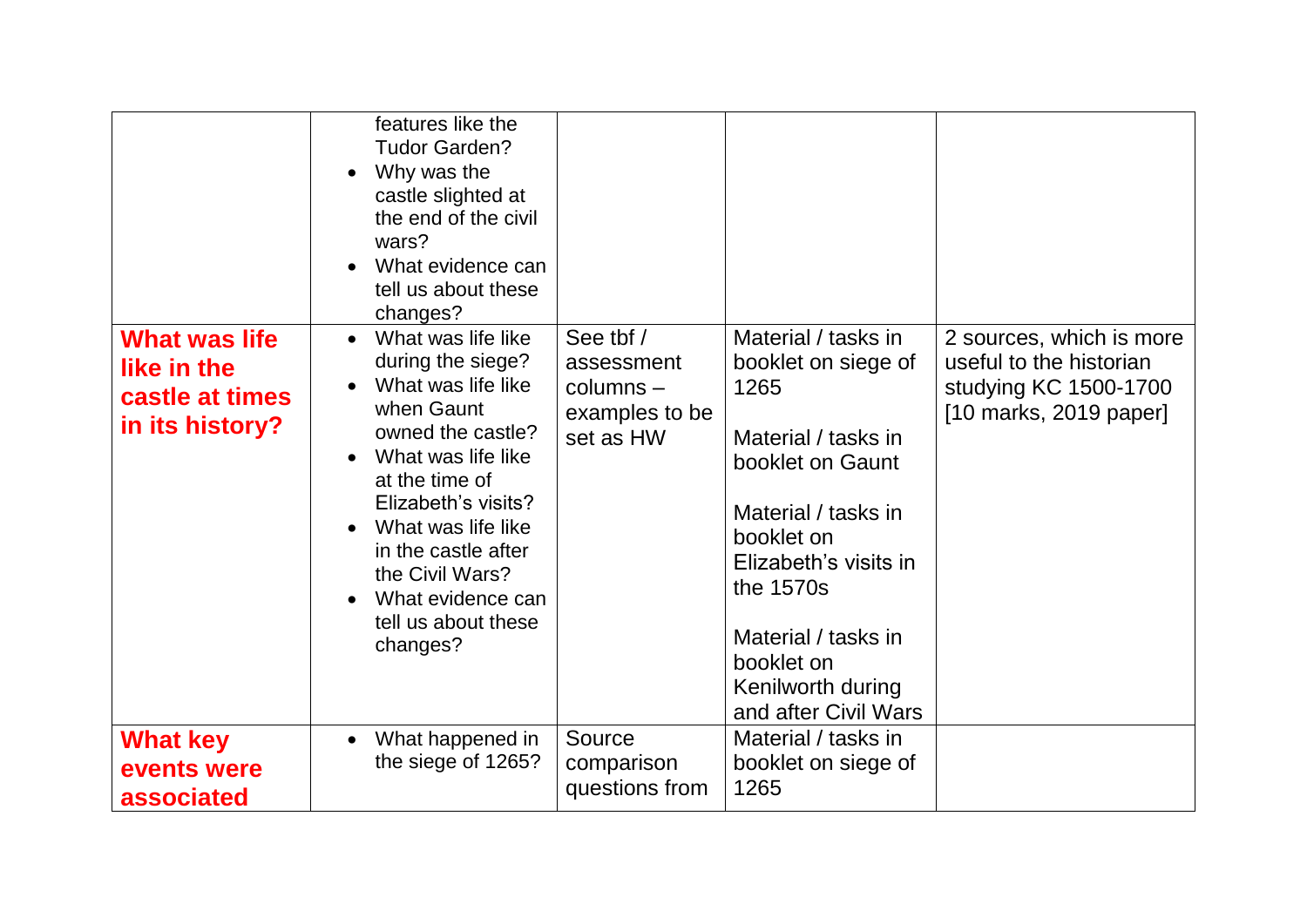| | | | | |
|---|---|---|---|---|
| | features like the Tudor Garden?<br>• Why was the castle slighted at the end of the civil wars?<br>• What evidence can tell us about these changes? | | | |
| **What was life like in the castle at times in its history?** | • What was life like during the siege?<br>• What was life like when Gaunt owned the castle?<br>• What was life like at the time of Elizabeth's visits?<br>• What was life like in the castle after the Civil Wars?<br>• What evidence can tell us about these changes? | See tbf / assessment columns – examples to be set as HW | Material / tasks in booklet on siege of 1265<br><br>Material / tasks in booklet on Gaunt<br><br>Material / tasks in booklet on Elizabeth's visits in the 1570s<br><br>Material / tasks in booklet on Kenilworth during and after Civil Wars | 2 sources, which is more useful to the historian studying KC 1500-1700 [10 marks, 2019 paper] |
| **What key events were associated** | • What happened in the siege of 1265? | Source comparison questions from | Material / tasks in booklet on siege of 1265 | |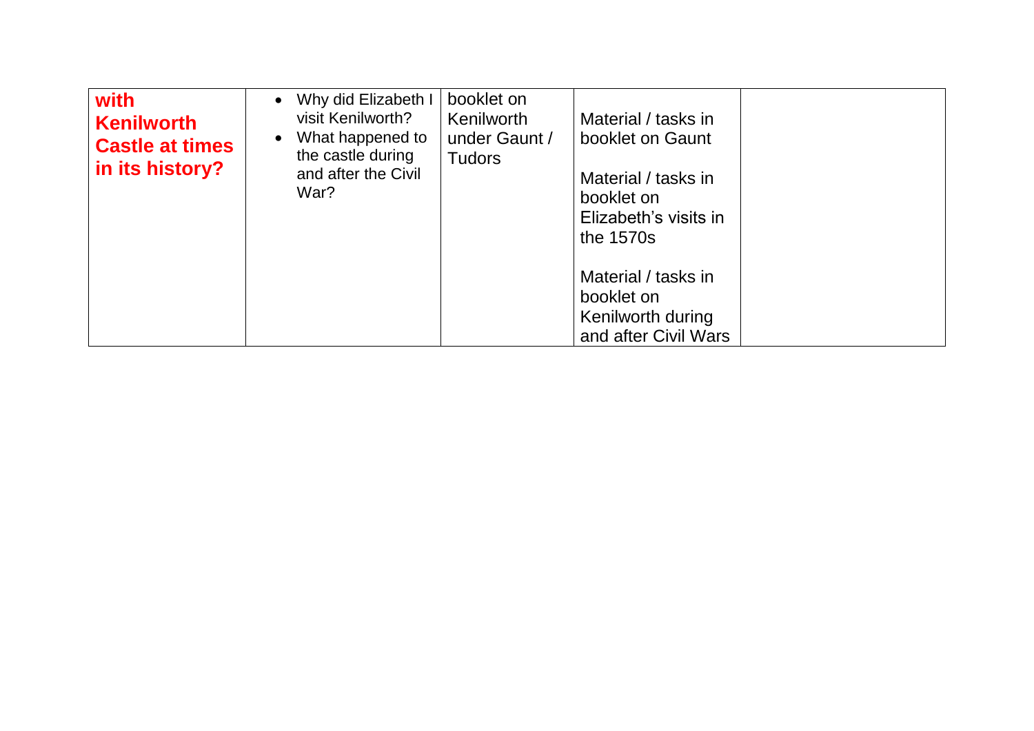| | | | | |
|---|---|---|---|---|
| **with Kenilworth Castle at times in its history?** | • Why did Elizabeth I visit Kenilworth?<br>• What happened to the castle during and after the Civil War? | booklet on Kenilworth under Gaunt / Tudors | Material / tasks in booklet on Gaunt<br><br>Material / tasks in booklet on Elizabeth's visits in the 1570s<br><br>Material / tasks in booklet on Kenilworth during and after Civil Wars | |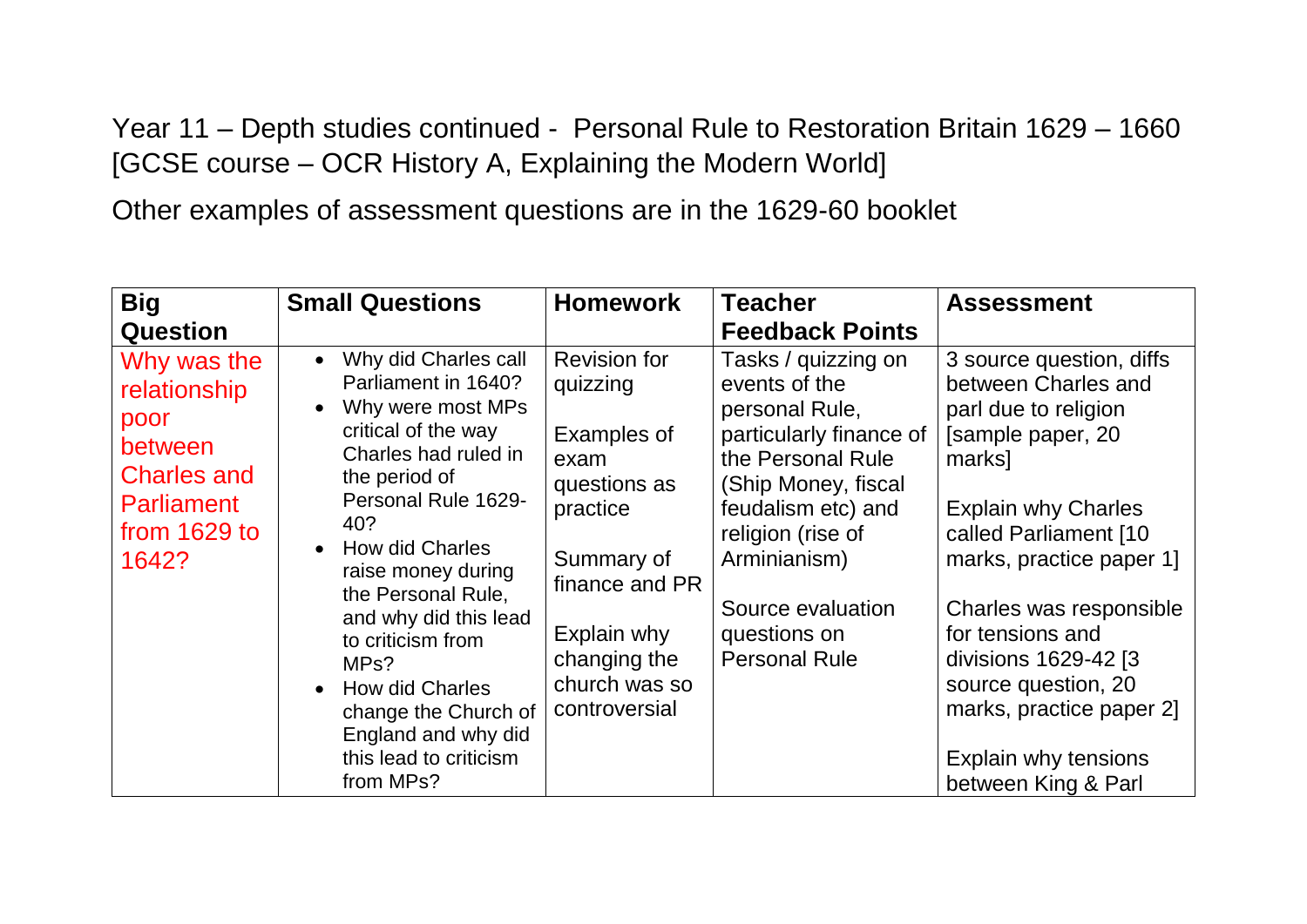Year 11 – Depth studies continued - Personal Rule to Restoration Britain 1629 – 1660 [GCSE course – OCR History A, Explaining the Modern World]

Other examples of assessment questions are in the 1629-60 booklet

| Big Question | Small Questions | Homework | Teacher Feedback Points | Assessment |
|---|---|---|---|---|
| Why was the relationship poor between Charles and Parliament from 1629 to 1642? | • Why did Charles call Parliament in 1640?<br>• Why were most MPs critical of the way Charles had ruled in the period of Personal Rule 1629-40?<br>• How did Charles raise money during the Personal Rule, and why did this lead to criticism from MPs?<br>• How did Charles change the Church of England and why did this lead to criticism from MPs? | Revision for quizzing<br><br>Examples of exam questions as practice<br><br>Summary of finance and PR<br><br>Explain why changing the church was so controversial | Tasks / quizzing on events of the personal Rule, particularly finance of the Personal Rule (Ship Money, fiscal feudalism etc) and religion (rise of Arminianism)<br><br>Source evaluation questions on Personal Rule | 3 source question, diffs between Charles and parl due to religion [sample paper, 20 marks]<br><br>Explain why Charles called Parliament [10 marks, practice paper 1]<br><br>Charles was responsible for tensions and divisions 1629-42 [3 source question, 20 marks, practice paper 2]<br><br>Explain why tensions between King & Parl |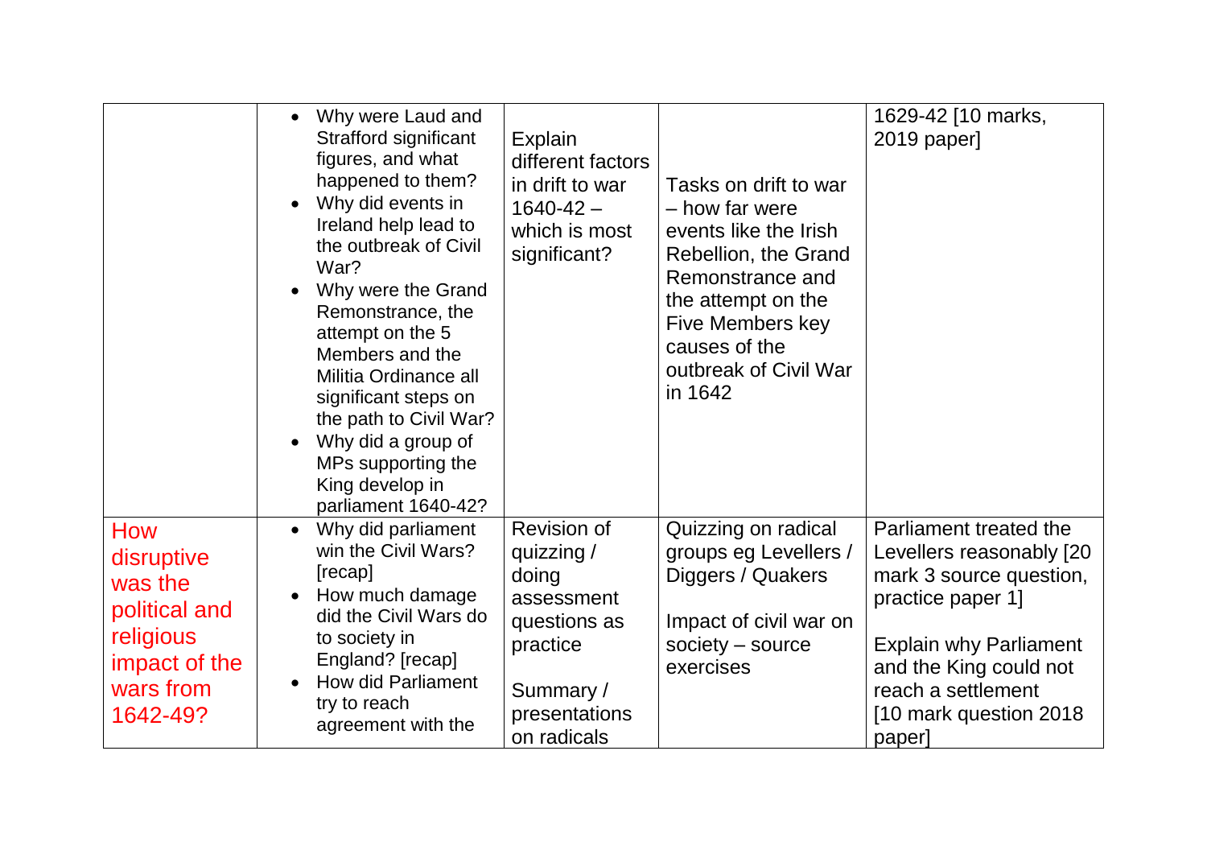| | | | | |
|---|---|---|---|---|
| | • Why were Laud and Strafford significant figures, and what happened to them?<br>• Why did events in Ireland help lead to the outbreak of Civil War?<br>• Why were the Grand Remonstrance, the attempt on the 5 Members and the Militia Ordinance all significant steps on the path to Civil War?<br>• Why did a group of MPs supporting the King develop in parliament 1640-42? | Explain different factors in drift to war 1640-42 – which is most significant? | Tasks on drift to war – how far were events like the Irish Rebellion, the Grand Remonstrance and the attempt on the Five Members key causes of the outbreak of Civil War in 1642 | 1629-42 [10 marks, 2019 paper] |
| How disruptive was the political and religious impact of the wars from 1642-49? | • Why did parliament win the Civil Wars? [recap]<br>• How much damage did the Civil Wars do to society in England? [recap]<br>• How did Parliament try to reach agreement with the | Revision of quizzing / doing assessment questions as practice<br><br>Summary / presentations on radicals | Quizzing on radical groups eg Levellers / Diggers / Quakers<br><br>Impact of civil war on society – source exercises | Parliament treated the Levellers reasonably [20 mark 3 source question, practice paper 1]<br><br>Explain why Parliament and the King could not reach a settlement [10 mark question 2018 paper] |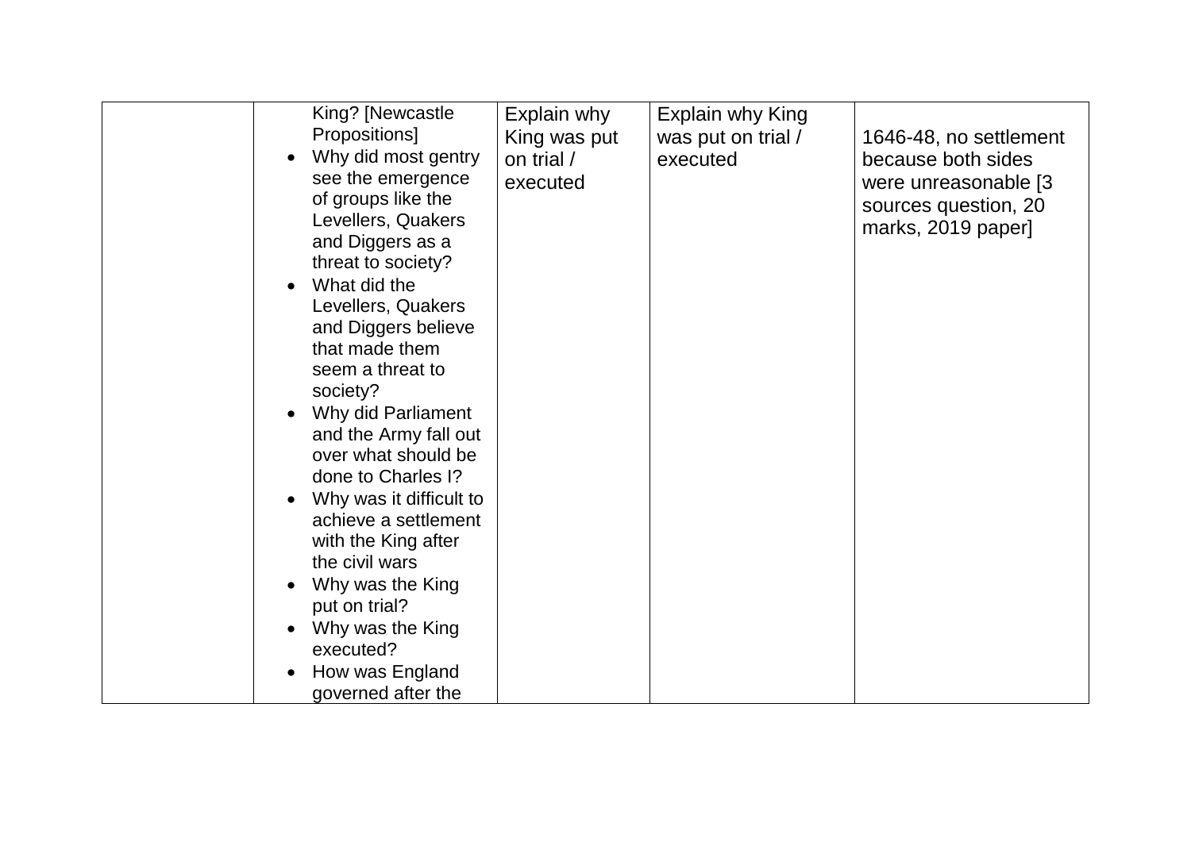|  |  |  |  |  |
|---|---|---|---|---|
|  | King? [Newcastle Propositions]<br>• Why did most gentry see the emergence of groups like the Levellers, Quakers and Diggers as a threat to society?<br>• What did the Levellers, Quakers and Diggers believe that made them seem a threat to society?<br>• Why did Parliament and the Army fall out over what should be done to Charles I?<br>• Why was it difficult to achieve a settlement with the King after the civil wars<br>• Why was the King put on trial?<br>• Why was the King executed?<br>• How was England governed after the | Explain why King was put on trial / executed | Explain why King was put on trial / executed | 1646-48, no settlement because both sides were unreasonable [3 sources question, 20 marks, 2019 paper] |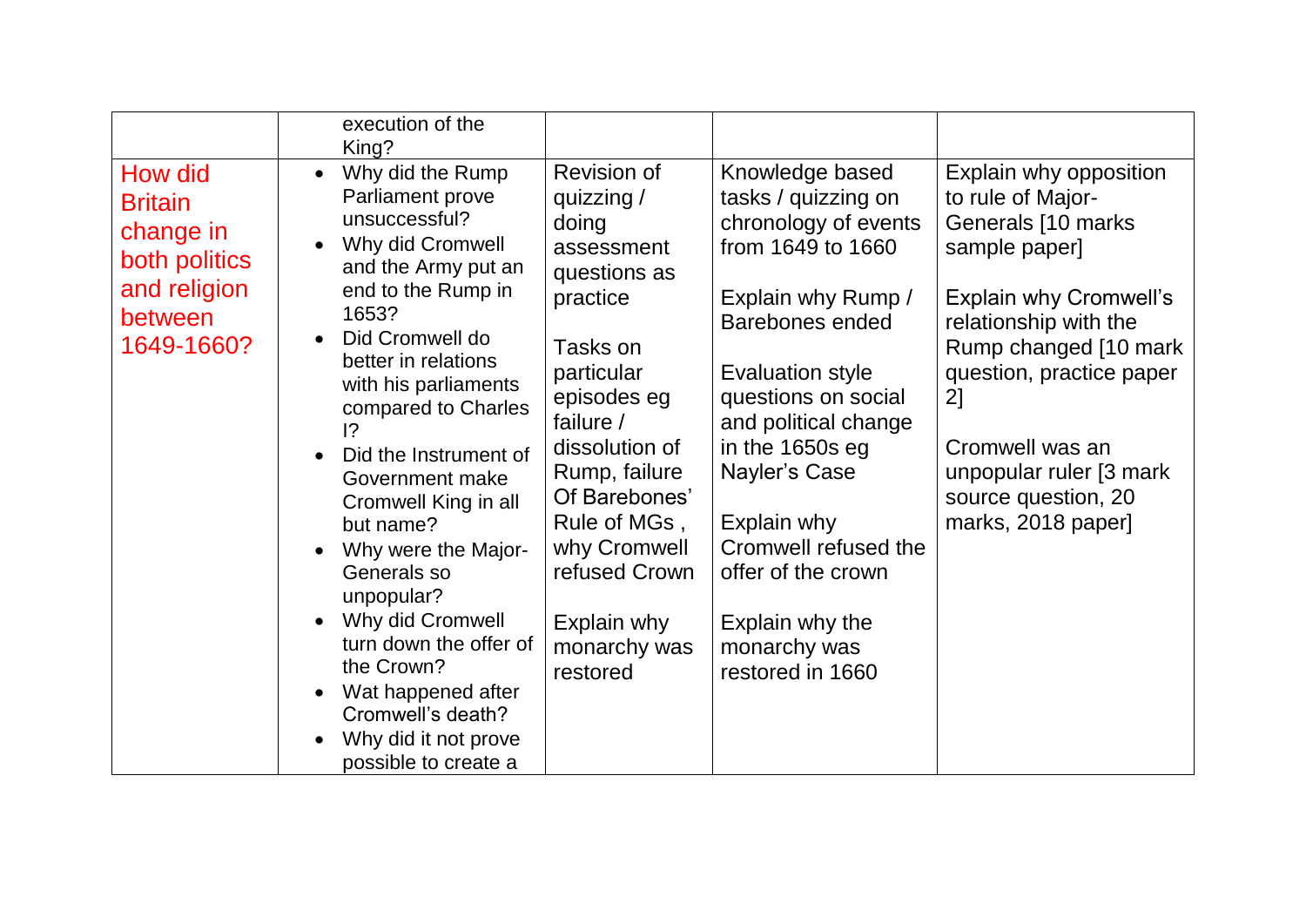|  |  |  |  |  |
|---|---|---|---|---|
|  | execution of the King? |  |  |  |
| How did Britain change in both politics and religion between 1649-1660? | • Why did the Rump Parliament prove unsuccessful?<br>• Why did Cromwell and the Army put an end to the Rump in 1653?<br>• Did Cromwell do better in relations with his parliaments compared to Charles I?<br>• Did the Instrument of Government make Cromwell King in all but name?<br>• Why were the Major-Generals so unpopular?<br>• Why did Cromwell turn down the offer of the Crown?<br>• Wat happened after Cromwell's death?<br>• Why did it not prove possible to create a | Revision of quizzing / doing assessment questions as practice<br><br>Tasks on particular episodes eg failure / dissolution of Rump, failure Of Barebones' Rule of MGs , why Cromwell refused Crown<br><br>Explain why monarchy was restored | Knowledge based tasks / quizzing on chronology of events from 1649 to 1660<br><br>Explain why Rump / Barebones ended<br><br>Evaluation style questions on social and political change in the 1650s eg Nayler's Case<br><br>Explain why Cromwell refused the offer of the crown<br><br>Explain why the monarchy was restored in 1660 | Explain why opposition to rule of Major-Generals [10 marks sample paper]<br><br>Explain why Cromwell's relationship with the Rump changed [10 mark question, practice paper 2]<br><br>Cromwell was an unpopular ruler [3 mark source question, 20 marks, 2018 paper] |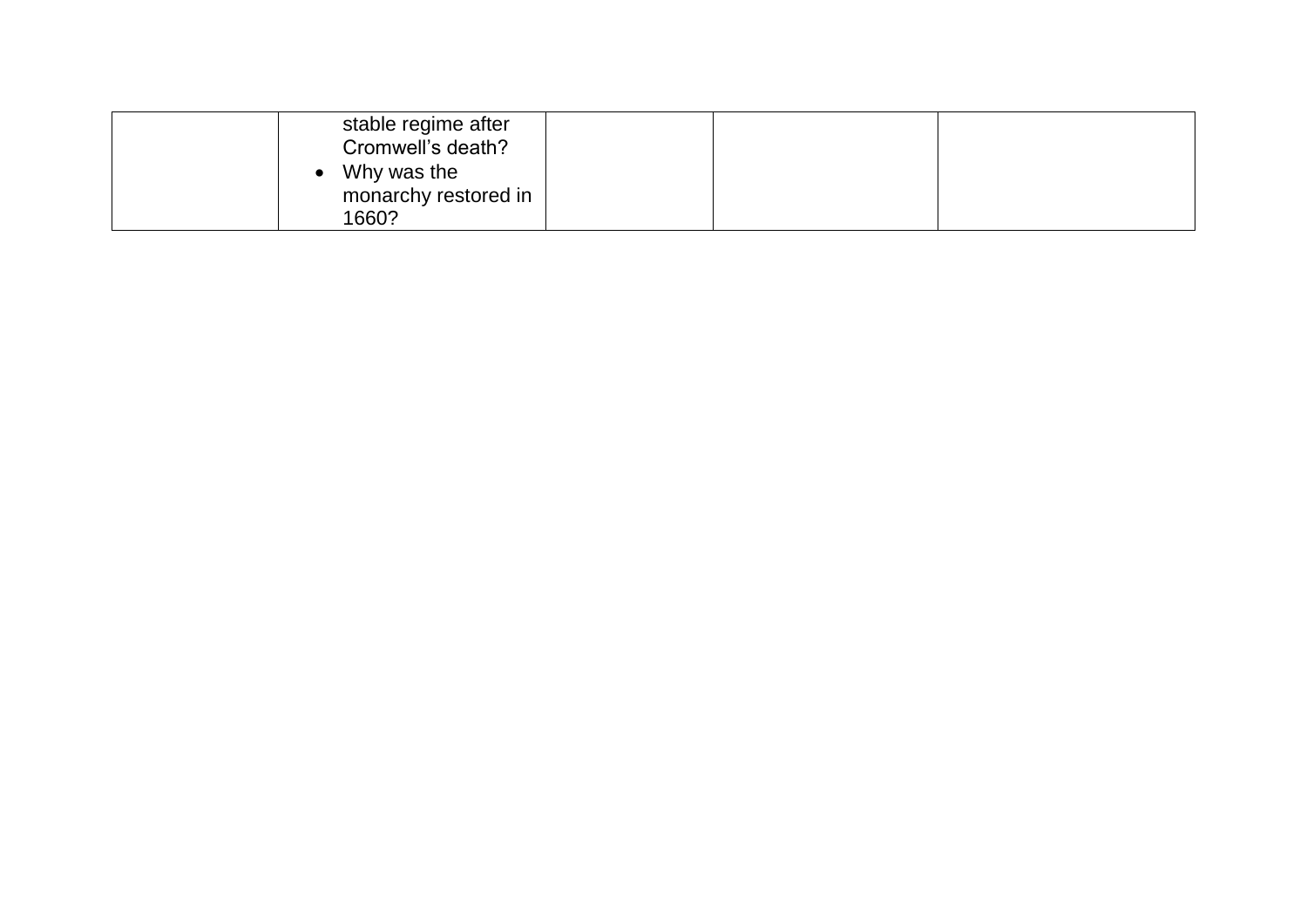| | | | | |
|---|---|---|---|---|
| | stable regime after Cromwell's death?<br>• Why was the monarchy restored in 1660? | | | |